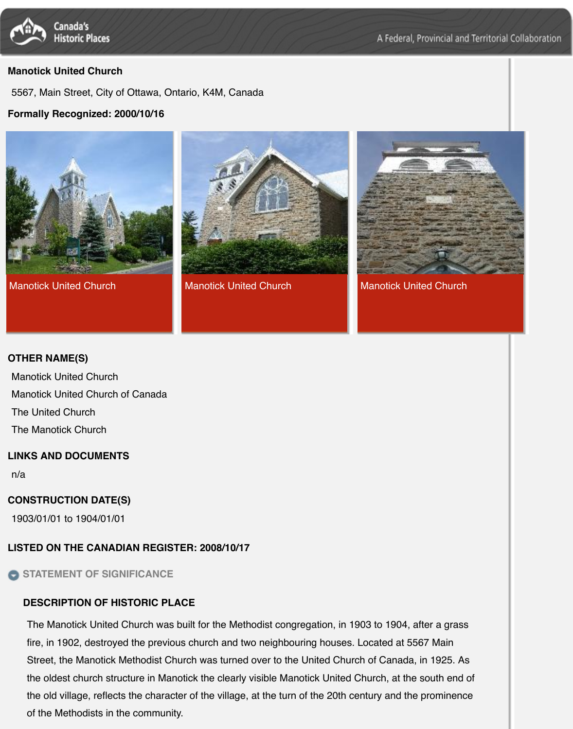**Manotick United Church**

5567, Main Street, City of Ottawa, Ontario, K4M, Canada

**Formally Recognized: 2000/10/16**

Manotick United Church

Manotick United Church

Manotick United Church

**OTHER NAME(S)**

Manotick United Church
Manotick United Church of Canada
The United Church
The Manotick Church

**LINKS AND DOCUMENTS**

n/a

**CONSTRUCTION DATE(S)**

1903/01/01 to 1904/01/01

**LISTED ON THE CANADIAN REGISTER: 2008/10/17**

## STATEMENT OF SIGNIFICANCE

### DESCRIPTION OF HISTORIC PLACE

The Manotick United Church was built for the Methodist congregation, in 1903 to 1904, after a grass fire, in 1902, destroyed the previous church and two neighbouring houses. Located at 5567 Main Street, the Manotick Methodist Church was turned over to the United Church of Canada, in 1925. As the oldest church structure in Manotick the clearly visible Manotick United Church, at the south end of the old village, reflects the character of the village, at the turn of the 20th century and the prominence of the Methodists in the community.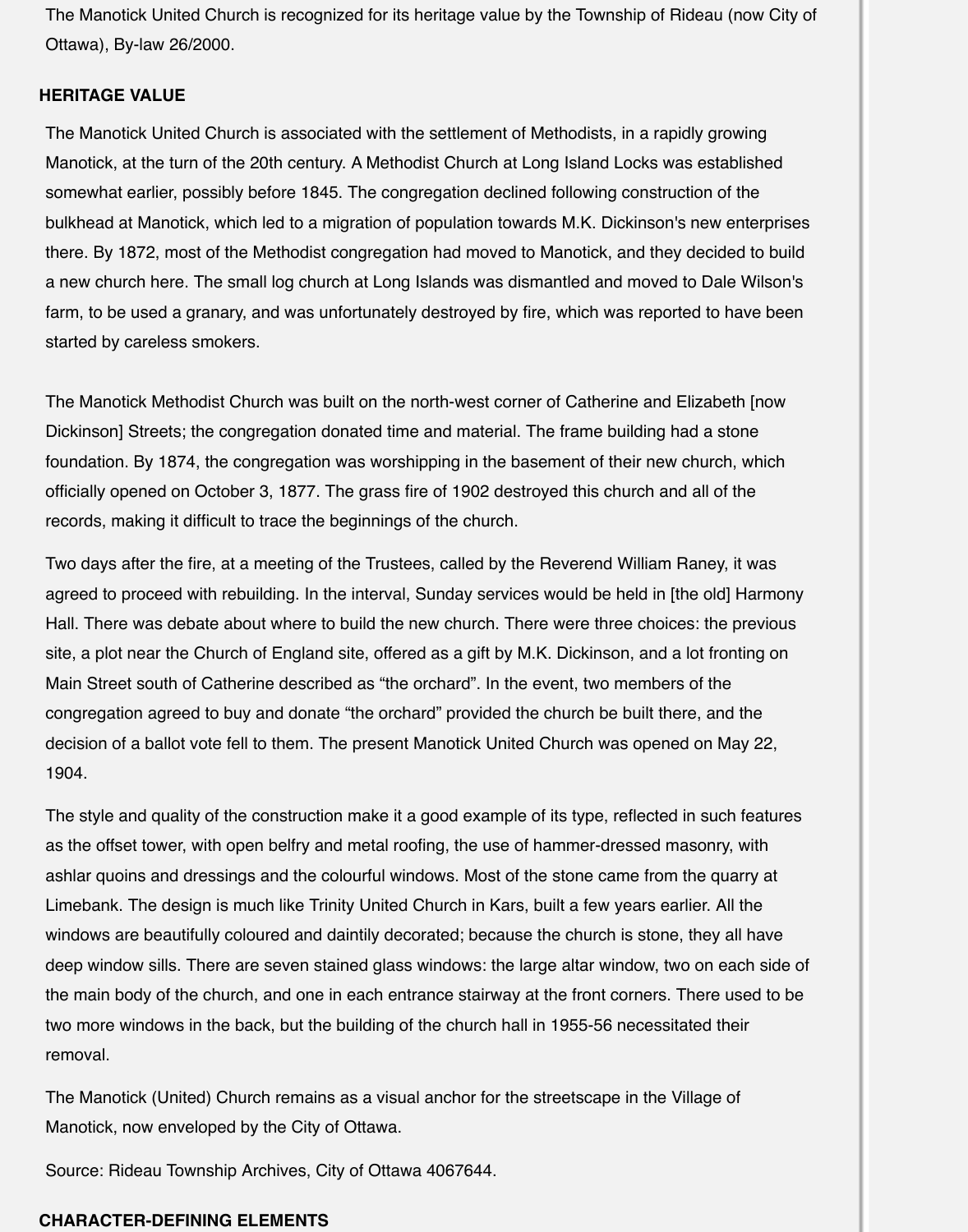The Manotick United Church is recognized for its heritage value by the Township of Rideau (now City of Ottawa), By-law 26/2000.

## HERITAGE VALUE

The Manotick United Church is associated with the settlement of Methodists, in a rapidly growing Manotick, at the turn of the 20th century. A Methodist Church at Long Island Locks was established somewhat earlier, possibly before 1845. The congregation declined following construction of the bulkhead at Manotick, which led to a migration of population towards M.K. Dickinson's new enterprises there. By 1872, most of the Methodist congregation had moved to Manotick, and they decided to build a new church here. The small log church at Long Islands was dismantled and moved to Dale Wilson's farm, to be used a granary, and was unfortunately destroyed by fire, which was reported to have been started by careless smokers.

The Manotick Methodist Church was built on the north-west corner of Catherine and Elizabeth [now Dickinson] Streets; the congregation donated time and material. The frame building had a stone foundation. By 1874, the congregation was worshipping in the basement of their new church, which officially opened on October 3, 1877. The grass fire of 1902 destroyed this church and all of the records, making it difficult to trace the beginnings of the church.

Two days after the fire, at a meeting of the Trustees, called by the Reverend William Raney, it was agreed to proceed with rebuilding. In the interval, Sunday services would be held in [the old] Harmony Hall. There was debate about where to build the new church. There were three choices: the previous site, a plot near the Church of England site, offered as a gift by M.K. Dickinson, and a lot fronting on Main Street south of Catherine described as “the orchard”. In the event, two members of the congregation agreed to buy and donate “the orchard” provided the church be built there, and the decision of a ballot vote fell to them. The present Manotick United Church was opened on May 22, 1904.

The style and quality of the construction make it a good example of its type, reflected in such features as the offset tower, with open belfry and metal roofing, the use of hammer-dressed masonry, with ashlar quoins and dressings and the colourful windows. Most of the stone came from the quarry at Limebank. The design is much like Trinity United Church in Kars, built a few years earlier. All the windows are beautifully coloured and daintily decorated; because the church is stone, they all have deep window sills. There are seven stained glass windows: the large altar window, two on each side of the main body of the church, and one in each entrance stairway at the front corners. There used to be two more windows in the back, but the building of the church hall in 1955-56 necessitated their removal.

The Manotick (United) Church remains as a visual anchor for the streetscape in the Village of Manotick, now enveloped by the City of Ottawa.

Source: Rideau Township Archives, City of Ottawa 4067644.

## CHARACTER-DEFINING ELEMENTS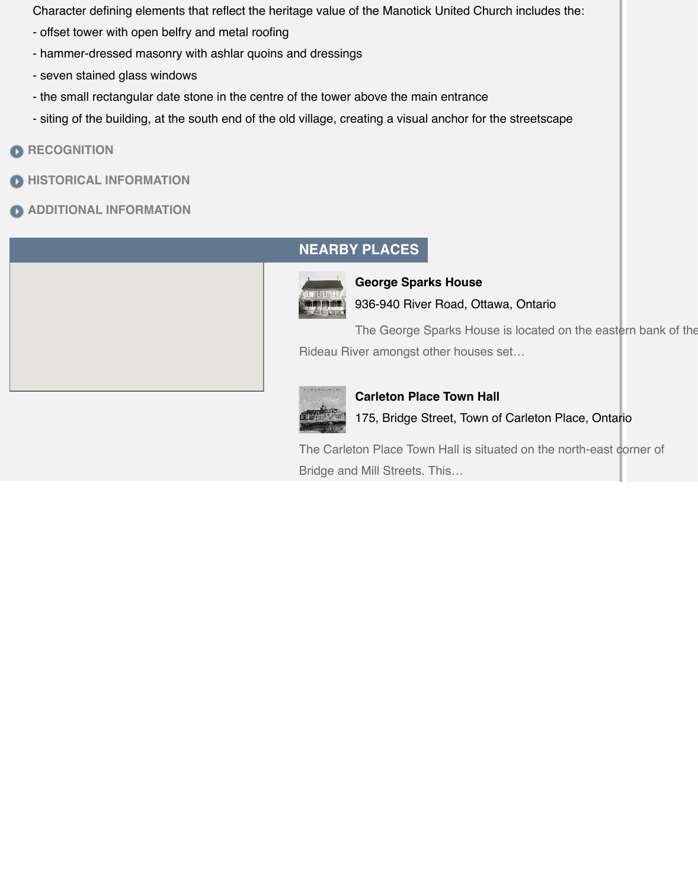Character defining elements that reflect the heritage value of the Manotick United Church includes the:

- offset tower with open belfry and metal roofing
- hammer-dressed masonry with ashlar quoins and dressings
- seven stained glass windows
- the small rectangular date stone in the centre of the tower above the main entrance
- siting of the building, at the south end of the old village, creating a visual anchor for the streetscape

**RECOGNITION**

**HISTORICAL INFORMATION**

**ADDITIONAL INFORMATION**

## NEARBY PLACES

**George Sparks House**

936-940 River Road, Ottawa, Ontario

The George Sparks House is located on the eastern bank of the Rideau River amongst other houses set…

**Carleton Place Town Hall**

175, Bridge Street, Town of Carleton Place, Ontario

The Carleton Place Town Hall is situated on the north-east corner of Bridge and Mill Streets. This…